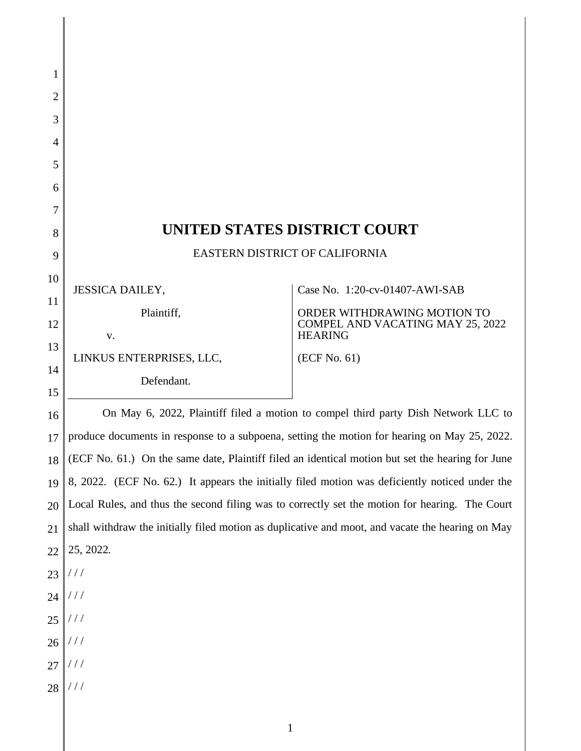# UNITED STATES DISTRICT COURT

EASTERN DISTRICT OF CALIFORNIA

| | |
|---|---|
| JESSICA DAILEY,<br><br>Plaintiff,<br><br>v.<br><br>LINKUS ENTERPRISES, LLC,<br><br>Defendant. | Case No. 1:20-cv-01407-AWI-SAB<br><br>ORDER WITHDRAWING MOTION TO COMPEL AND VACATING MAY 25, 2022 HEARING<br><br>(ECF No. 61) |

On May 6, 2022, Plaintiff filed a motion to compel third party Dish Network LLC to produce documents in response to a subpoena, setting the motion for hearing on May 25, 2022. (ECF No. 61.) On the same date, Plaintiff filed an identical motion but set the hearing for June 8, 2022. (ECF No. 62.) It appears the initially filed motion was deficiently noticed under the Local Rules, and thus the second filing was to correctly set the motion for hearing. The Court shall withdraw the initially filed motion as duplicative and moot, and vacate the hearing on May 25, 2022.

/ / /

/ / /

/ / /

/ / /

/ / /

/ / /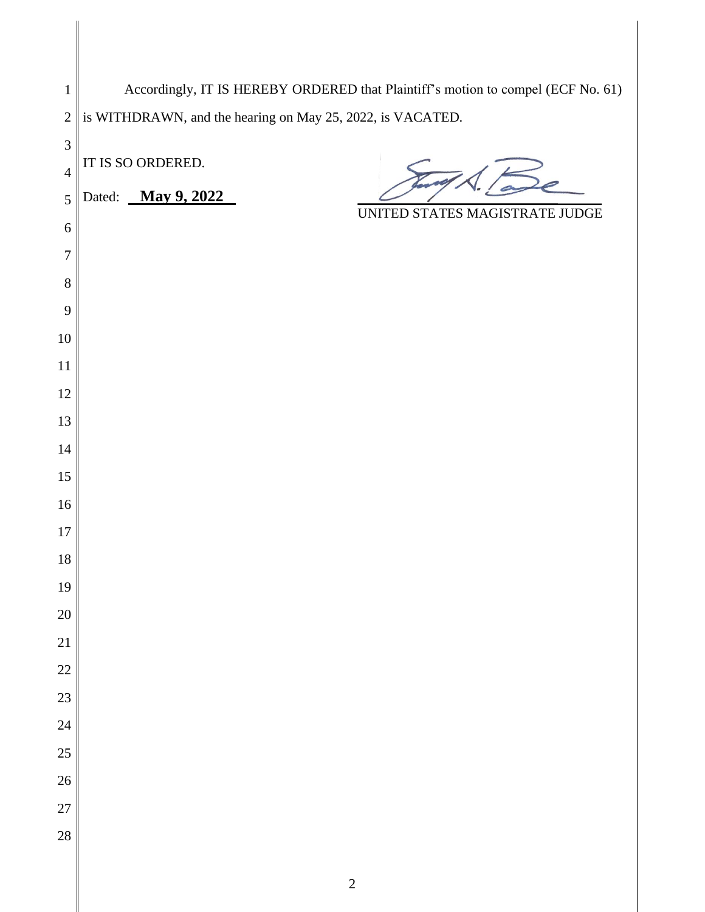Accordingly, IT IS HEREBY ORDERED that Plaintiff's motion to compel (ECF No. 61) is WITHDRAWN, and the hearing on May 25, 2022, is VACATED.

IT IS SO ORDERED.

Dated: **May 9, 2022**

UNITED STATES MAGISTRATE JUDGE